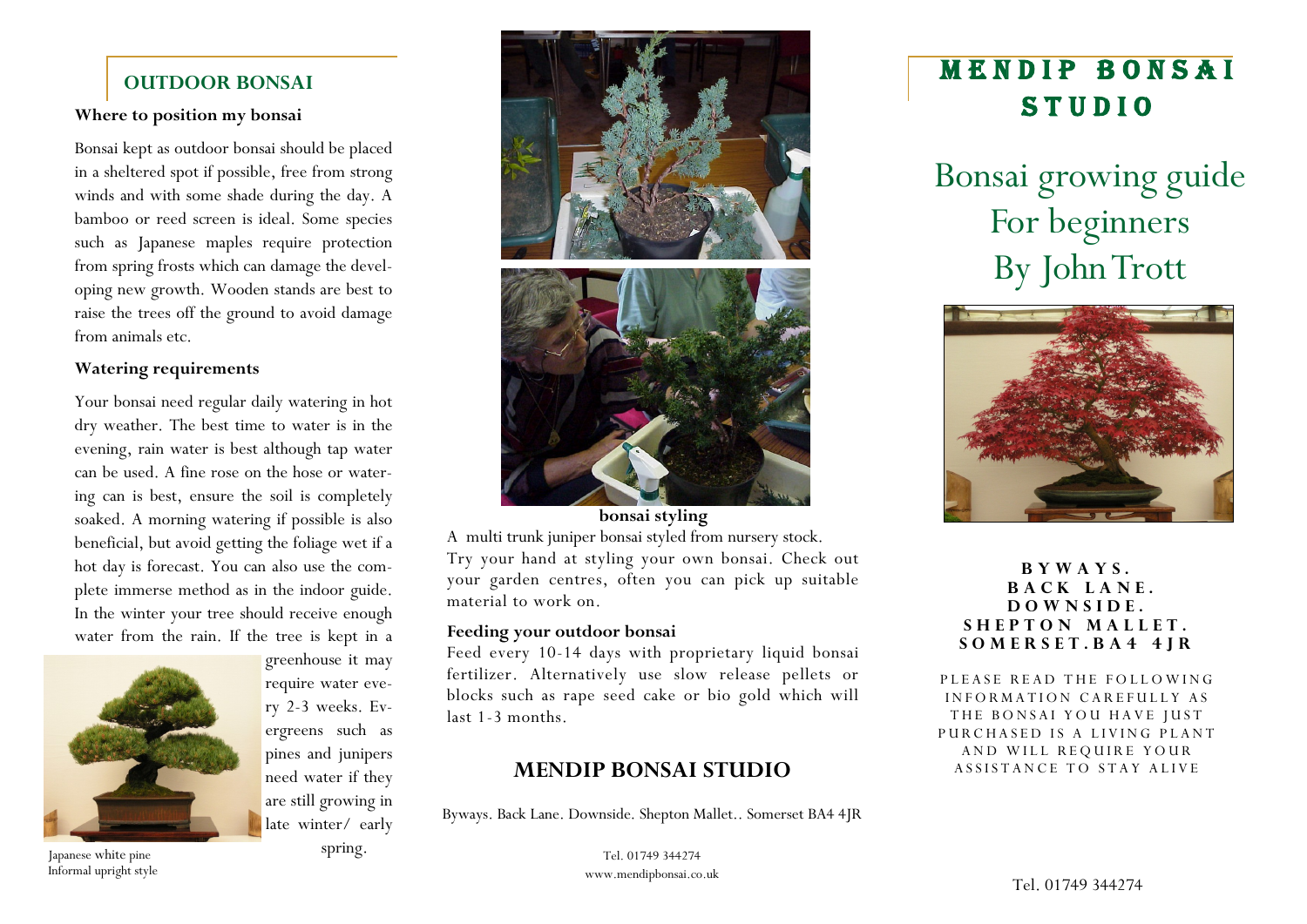## OUTDOOR BONSAI

**Where to position my bonsai**

Bonsai kept as outdoor bonsai should be placed in a sheltered spot if possible, free from strong winds and with some shade during the day. A bamboo or reed screen is ideal. Some species such as Japanese maples require protection from spring frosts which can damage the developing new growth. Wooden stands are best to raise the trees off the ground to avoid damage from animals etc.

**Watering requirements**

Your bonsai need regular daily watering in hot dry weather. The best time to water is in the evening, rain water is best although tap water can be used. A fine rose on the hose or watering can is best, ensure the soil is completely soaked. A morning watering if possible is also beneficial, but avoid getting the foliage wet if a hot day is forecast. You can also use the complete immerse method as in the indoor guide. In the winter your tree should receive enough water from the rain. If the tree is kept in a greenhouse it may require water every 2-3 weeks. Evergreens such as pines and junipers need water if they are still growing in late winter/ early spring.

Japanese white pine
Informal upright style

**bonsai styling**

A multi trunk juniper bonsai styled from nursery stock.
Try your hand at styling your own bonsai. Check out your garden centres, often you can pick up suitable material to work on.

**Feeding your outdoor bonsai**

Feed every 10-14 days with proprietary liquid bonsai fertilizer. Alternatively use slow release pellets or blocks such as rape seed cake or bio gold which will last 1-3 months.

## MENDIP BONSAI STUDIO

Byways. Back Lane. Downside. Shepton Mallet.. Somerset BA4 4JR

Tel. 01749 344274
www.mendipbonsai.co.uk

# MENDIP BONSAI STUDIO

# Bonsai growing guide For beginners By John Trott

**BYWAYS. BACK LANE. DOWNSIDE. SHEPTON MALLET. SOMERSET.BA4 4JR**

PLEASE READ THE FOLLOWING INFORMATION CAREFULLY AS THE BONSAI YOU HAVE JUST PURCHASED IS A LIVING PLANT AND WILL REQUIRE YOUR ASSISTANCE TO STAY ALIVE

Tel. 01749 344274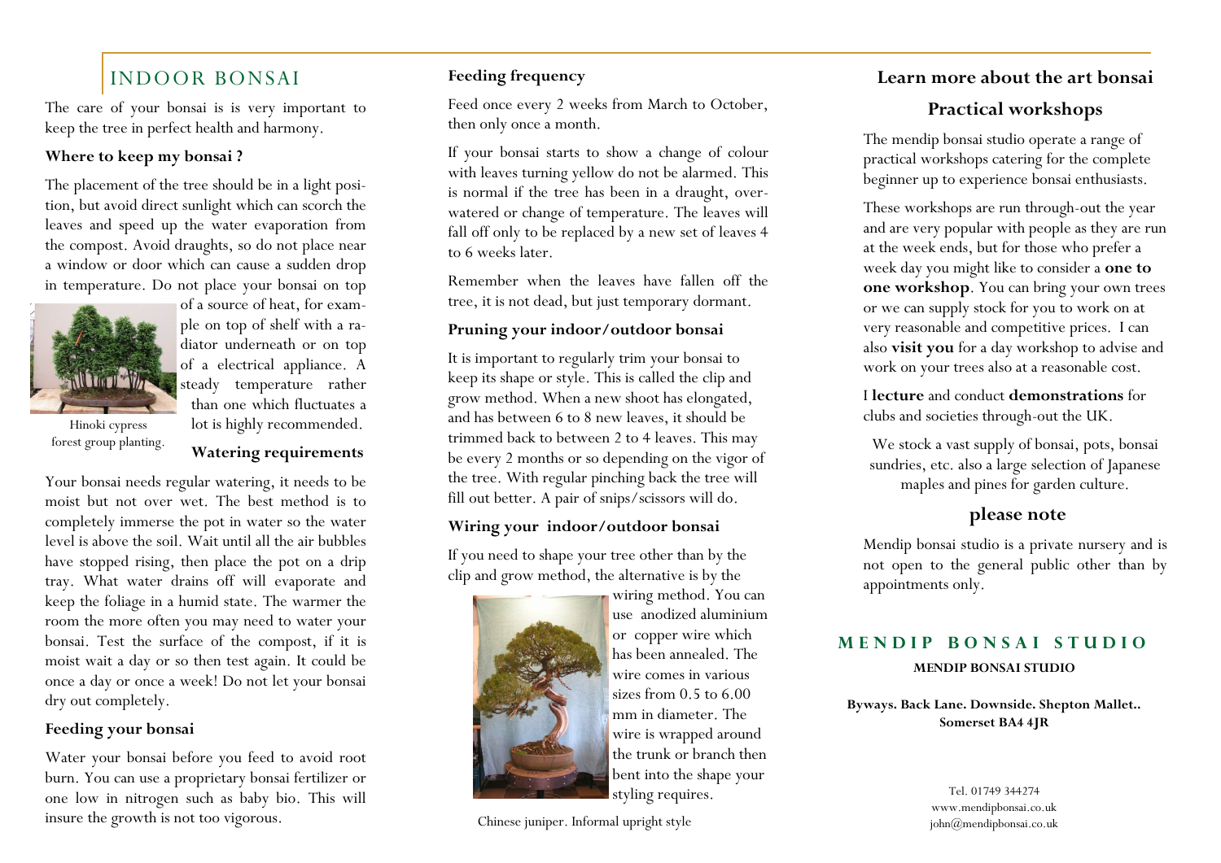# INDOOR BONSAI

The care of your bonsai is is very important to keep the tree in perfect health and harmony.

### Where to keep my bonsai ?

The placement of the tree should be in a light position, but avoid direct sunlight which can scorch the leaves and speed up the water evaporation from the compost. Avoid draughts, so do not place near a window or door which can cause a sudden drop in temperature. Do not place your bonsai on top of a source of heat, for example on top of shelf with a radiator underneath or on top of a electrical appliance. A steady temperature rather than one which fluctuates a lot is highly recommended.

Hinoki cypress forest group planting.

### Watering requirements

Your bonsai needs regular watering, it needs to be moist but not over wet. The best method is to completely immerse the pot in water so the water level is above the soil. Wait until all the air bubbles have stopped rising, then place the pot on a drip tray. What water drains off will evaporate and keep the foliage in a humid state. The warmer the room the more often you may need to water your bonsai. Test the surface of the compost, if it is moist wait a day or so then test again. It could be once a day or once a week! Do not let your bonsai dry out completely.

### Feeding your bonsai

Water your bonsai before you feed to avoid root burn. You can use a proprietary bonsai fertilizer or one low in nitrogen such as baby bio. This will insure the growth is not too vigorous.

### Feeding frequency

Feed once every 2 weeks from March to October, then only once a month.

If your bonsai starts to show a change of colour with leaves turning yellow do not be alarmed. This is normal if the tree has been in a draught, over-watered or change of temperature. The leaves will fall off only to be replaced by a new set of leaves 4 to 6 weeks later.

Remember when the leaves have fallen off the tree, it is not dead, but just temporary dormant.

### Pruning your indoor/outdoor bonsai

It is important to regularly trim your bonsai to keep its shape or style. This is called the clip and grow method. When a new shoot has elongated, and has between 6 to 8 new leaves, it should be trimmed back to between 2 to 4 leaves. This may be every 2 months or so depending on the vigor of the tree. With regular pinching back the tree will fill out better. A pair of snips/scissors will do.

### Wiring your indoor/outdoor bonsai

If you need to shape your tree other than by the clip and grow method, the alternative is by the wiring method. You can use anodized aluminium or copper wire which has been annealed. The wire comes in various sizes from 0.5 to 6.00 mm in diameter. The wire is wrapped around the trunk or branch then bent into the shape your styling requires.

Chinese juniper. Informal upright style

## Learn more about the art bonsai

## Practical workshops

The mendip bonsai studio operate a range of practical workshops catering for the complete beginner up to experience bonsai enthusiasts.

These workshops are run through-out the year and are very popular with people as they are run at the week ends, but for those who prefer a week day you might like to consider a **one to one workshop**. You can bring your own trees or we can supply stock for you to work on at very reasonable and competitive prices. I can also **visit you** for a day workshop to advise and work on your trees also at a reasonable cost.

I **lecture** and conduct **demonstrations** for clubs and societies through-out the UK.

We stock a vast supply of bonsai, pots, bonsai sundries, etc. also a large selection of Japanese maples and pines for garden culture.

## please note

Mendip bonsai studio is a private nursery and is not open to the general public other than by appointments only.

## MENDIP BONSAI STUDIO

**MENDIP BONSAI STUDIO**

**Byways. Back Lane. Downside. Shepton Mallet.. Somerset BA4 4JR**

Tel. 01749 344274
www.mendipbonsai.co.uk
john@mendipbonsai.co.uk